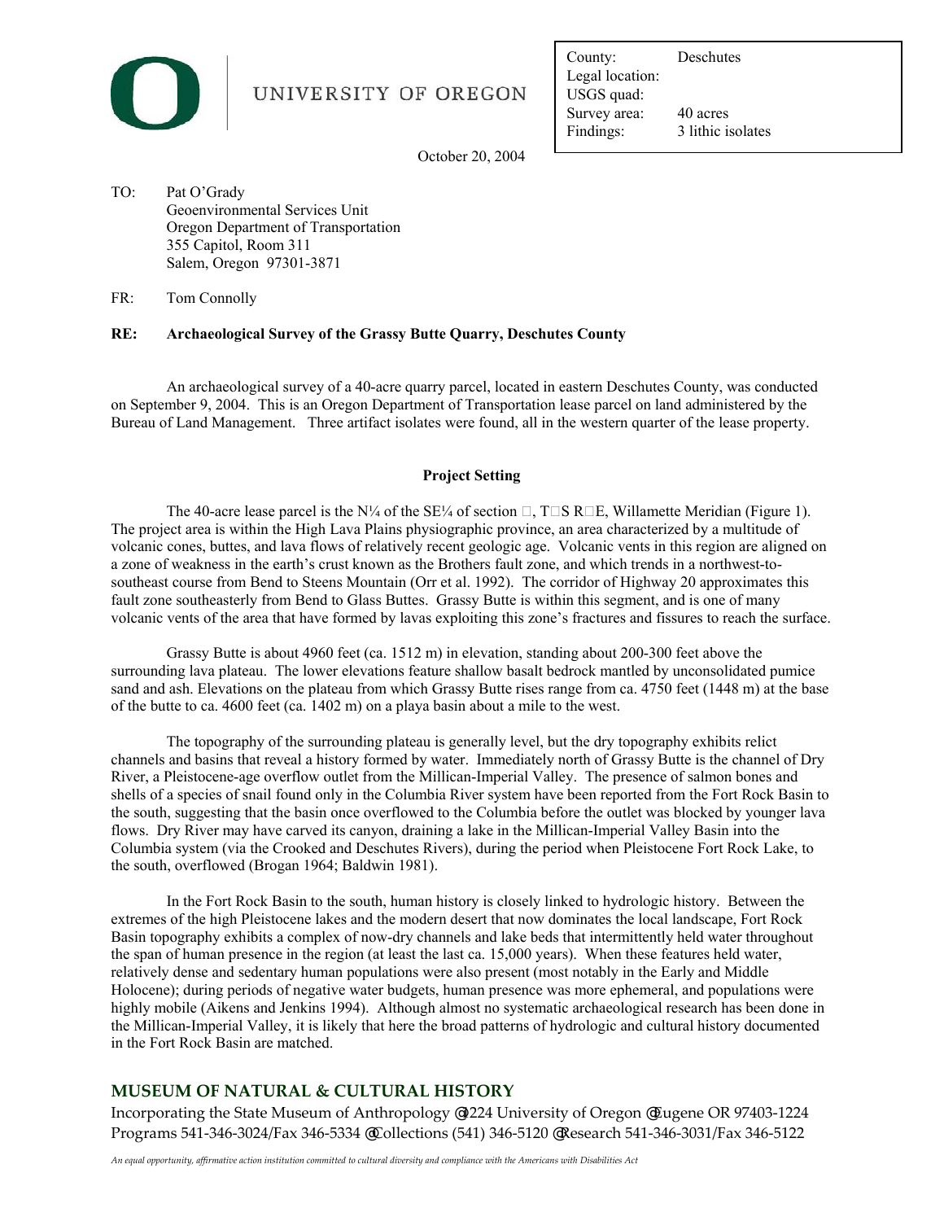UNIVERSITY OF OREGON

| County: | Deschutes |
|---|---|
| Legal location: | |
| USGS quad: | |
| Survey area: | 40 acres |
| Findings: | 3 lithic isolates |

October 20, 2004

TO: Pat O'Grady
Geoenvironmental Services Unit
Oregon Department of Transportation
355 Capitol, Room 311
Salem, Oregon 97301-3871

FR: Tom Connolly

**RE: Archaeological Survey of the Grassy Butte Quarry, Deschutes County**

An archaeological survey of a 40-acre quarry parcel, located in eastern Deschutes County, was conducted on September 9, 2004. This is an Oregon Department of Transportation lease parcel on land administered by the Bureau of Land Management. Three artifact isolates were found, all in the western quarter of the lease property.

**Project Setting**

The 40-acre lease parcel is the N¼ of the SE¼ of section □, T□S R□E, Willamette Meridian (Figure 1). The project area is within the High Lava Plains physiographic province, an area characterized by a multitude of volcanic cones, buttes, and lava flows of relatively recent geologic age. Volcanic vents in this region are aligned on a zone of weakness in the earth's crust known as the Brothers fault zone, and which trends in a northwest-to-southeast course from Bend to Steens Mountain (Orr et al. 1992). The corridor of Highway 20 approximates this fault zone southeasterly from Bend to Glass Buttes. Grassy Butte is within this segment, and is one of many volcanic vents of the area that have formed by lavas exploiting this zone's fractures and fissures to reach the surface.

Grassy Butte is about 4960 feet (ca. 1512 m) in elevation, standing about 200-300 feet above the surrounding lava plateau. The lower elevations feature shallow basalt bedrock mantled by unconsolidated pumice sand and ash. Elevations on the plateau from which Grassy Butte rises range from ca. 4750 feet (1448 m) at the base of the butte to ca. 4600 feet (ca. 1402 m) on a playa basin about a mile to the west.

The topography of the surrounding plateau is generally level, but the dry topography exhibits relict channels and basins that reveal a history formed by water. Immediately north of Grassy Butte is the channel of Dry River, a Pleistocene-age overflow outlet from the Millican-Imperial Valley. The presence of salmon bones and shells of a species of snail found only in the Columbia River system have been reported from the Fort Rock Basin to the south, suggesting that the basin once overflowed to the Columbia before the outlet was blocked by younger lava flows. Dry River may have carved its canyon, draining a lake in the Millican-Imperial Valley Basin into the Columbia system (via the Crooked and Deschutes Rivers), during the period when Pleistocene Fort Rock Lake, to the south, overflowed (Brogan 1964; Baldwin 1981).

In the Fort Rock Basin to the south, human history is closely linked to hydrologic history. Between the extremes of the high Pleistocene lakes and the modern desert that now dominates the local landscape, Fort Rock Basin topography exhibits a complex of now-dry channels and lake beds that intermittently held water throughout the span of human presence in the region (at least the last ca. 15,000 years). When these features held water, relatively dense and sedentary human populations were also present (most notably in the Early and Middle Holocene); during periods of negative water budgets, human presence was more ephemeral, and populations were highly mobile (Aikens and Jenkins 1994). Although almost no systematic archaeological research has been done in the Millican-Imperial Valley, it is likely that here the broad patterns of hydrologic and cultural history documented in the Fort Rock Basin are matched.

**MUSEUM OF NATURAL & CULTURAL HISTORY**

Incorporating the State Museum of Anthropology • 1224 University of Oregon • Eugene OR 97403-1224
Programs 541-346-3024/Fax 346-5334 • Collections (541) 346-5120 • Research 541-346-3031/Fax 346-5122

*An equal opportunity, affirmative action institution committed to cultural diversity and compliance with the Americans with Disabilities Act*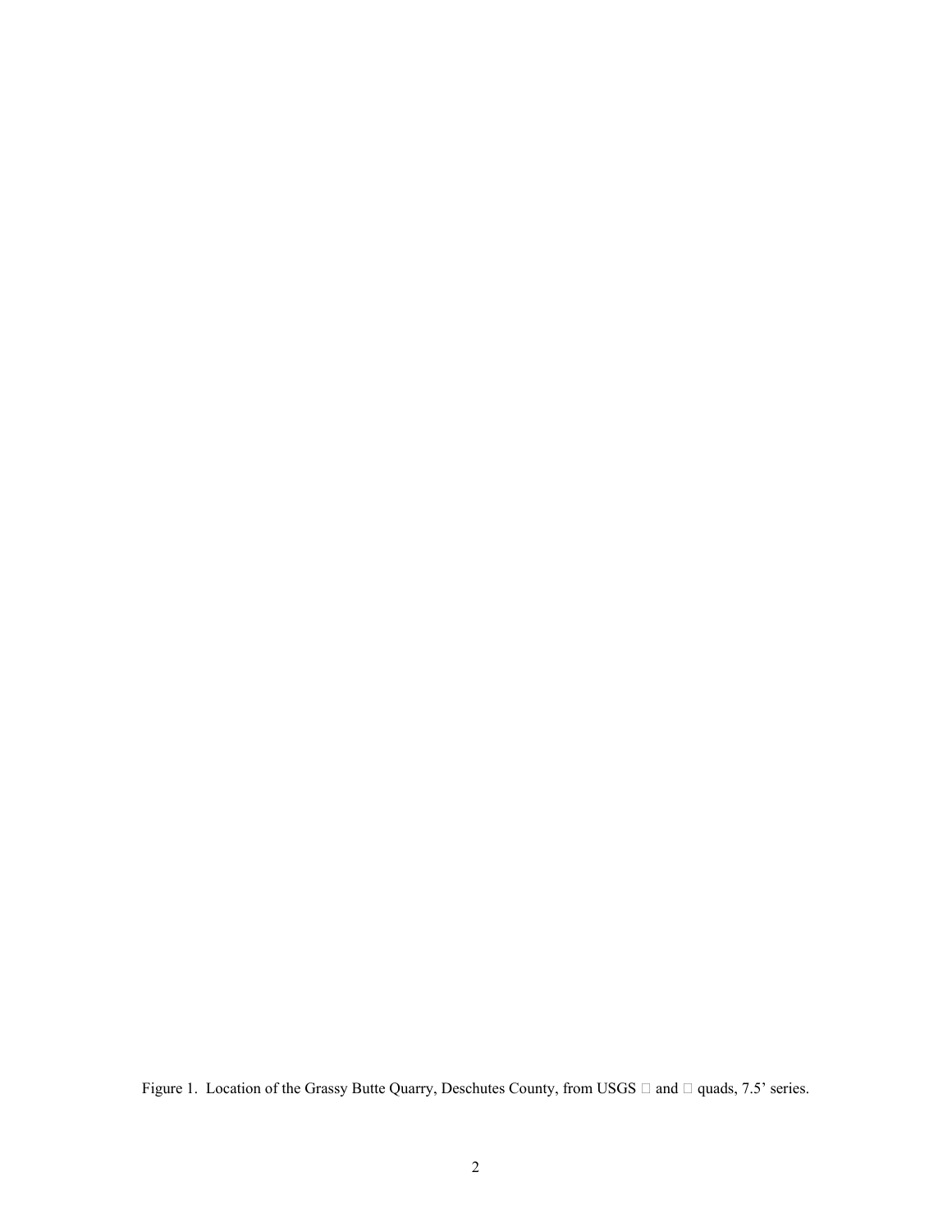Figure 1.  Location of the Grassy Butte Quarry, Deschutes County, from USGS  and  quads, 7.5' series.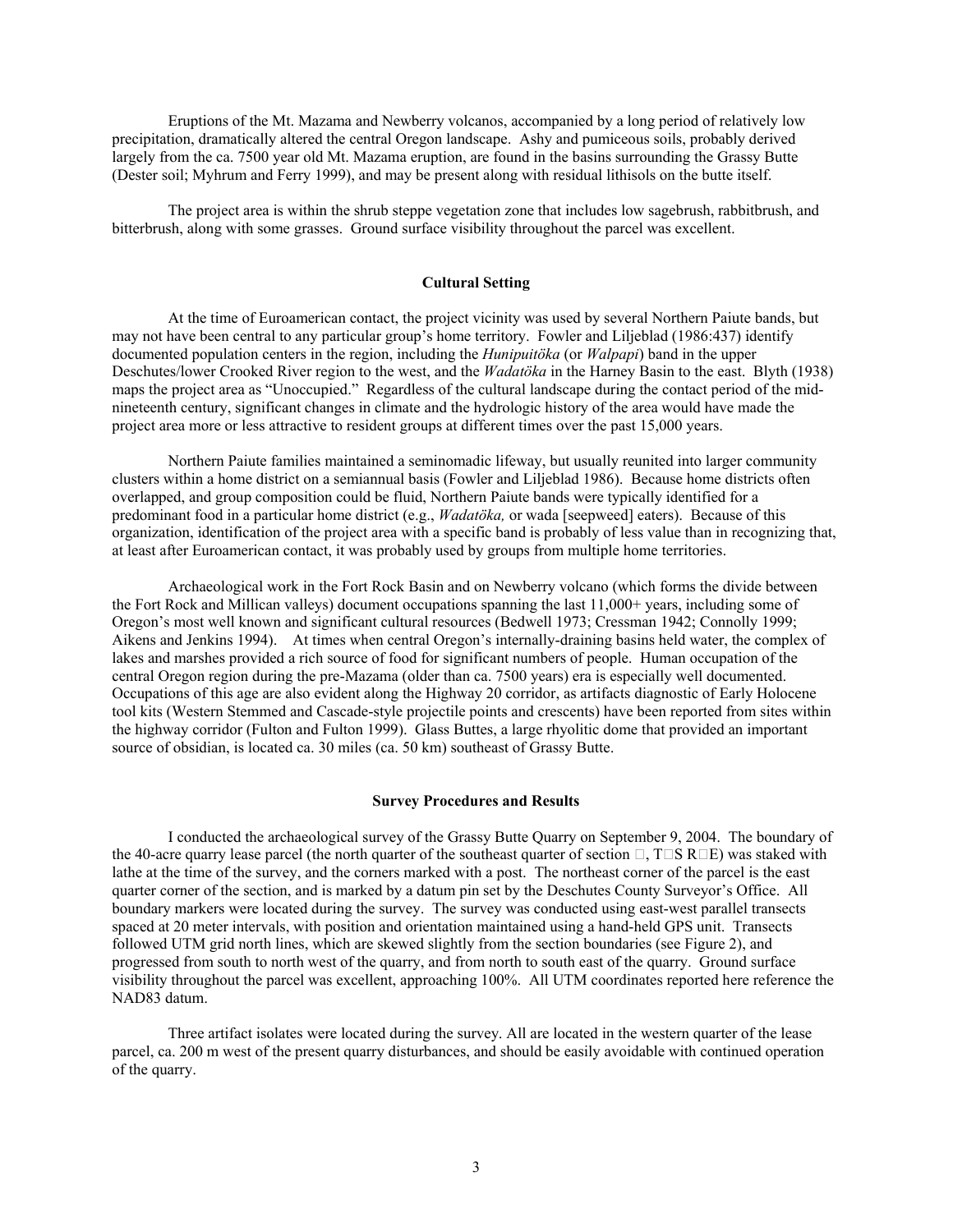Eruptions of the Mt. Mazama and Newberry volcanos, accompanied by a long period of relatively low precipitation, dramatically altered the central Oregon landscape. Ashy and pumiceous soils, probably derived largely from the ca. 7500 year old Mt. Mazama eruption, are found in the basins surrounding the Grassy Butte (Dester soil; Myhrum and Ferry 1999), and may be present along with residual lithisols on the butte itself.

The project area is within the shrub steppe vegetation zone that includes low sagebrush, rabbitbrush, and bitterbrush, along with some grasses. Ground surface visibility throughout the parcel was excellent.

## Cultural Setting

At the time of Euroamerican contact, the project vicinity was used by several Northern Paiute bands, but may not have been central to any particular group's home territory. Fowler and Liljeblad (1986:437) identify documented population centers in the region, including the *Hunipuitöka* (or *Walpapi*) band in the upper Deschutes/lower Crooked River region to the west, and the *Wadatöka* in the Harney Basin to the east. Blyth (1938) maps the project area as "Unoccupied." Regardless of the cultural landscape during the contact period of the mid-nineteenth century, significant changes in climate and the hydrologic history of the area would have made the project area more or less attractive to resident groups at different times over the past 15,000 years.

Northern Paiute families maintained a seminomadic lifeway, but usually reunited into larger community clusters within a home district on a semiannual basis (Fowler and Liljeblad 1986). Because home districts often overlapped, and group composition could be fluid, Northern Paiute bands were typically identified for a predominant food in a particular home district (e.g., *Wadatöka,* or wada [seepweed] eaters). Because of this organization, identification of the project area with a specific band is probably of less value than in recognizing that, at least after Euroamerican contact, it was probably used by groups from multiple home territories.

Archaeological work in the Fort Rock Basin and on Newberry volcano (which forms the divide between the Fort Rock and Millican valleys) document occupations spanning the last 11,000+ years, including some of Oregon's most well known and significant cultural resources (Bedwell 1973; Cressman 1942; Connolly 1999; Aikens and Jenkins 1994). At times when central Oregon's internally-draining basins held water, the complex of lakes and marshes provided a rich source of food for significant numbers of people. Human occupation of the central Oregon region during the pre-Mazama (older than ca. 7500 years) era is especially well documented. Occupations of this age are also evident along the Highway 20 corridor, as artifacts diagnostic of Early Holocene tool kits (Western Stemmed and Cascade-style projectile points and crescents) have been reported from sites within the highway corridor (Fulton and Fulton 1999). Glass Buttes, a large rhyolitic dome that provided an important source of obsidian, is located ca. 30 miles (ca. 50 km) southeast of Grassy Butte.

## Survey Procedures and Results

I conducted the archaeological survey of the Grassy Butte Quarry on September 9, 2004. The boundary of the 40-acre quarry lease parcel (the north quarter of the southeast quarter of section □, T□S R□E) was staked with lathe at the time of the survey, and the corners marked with a post. The northeast corner of the parcel is the east quarter corner of the section, and is marked by a datum pin set by the Deschutes County Surveyor's Office. All boundary markers were located during the survey. The survey was conducted using east-west parallel transects spaced at 20 meter intervals, with position and orientation maintained using a hand-held GPS unit. Transects followed UTM grid north lines, which are skewed slightly from the section boundaries (see Figure 2), and progressed from south to north west of the quarry, and from north to south east of the quarry. Ground surface visibility throughout the parcel was excellent, approaching 100%. All UTM coordinates reported here reference the NAD83 datum.

Three artifact isolates were located during the survey. All are located in the western quarter of the lease parcel, ca. 200 m west of the present quarry disturbances, and should be easily avoidable with continued operation of the quarry.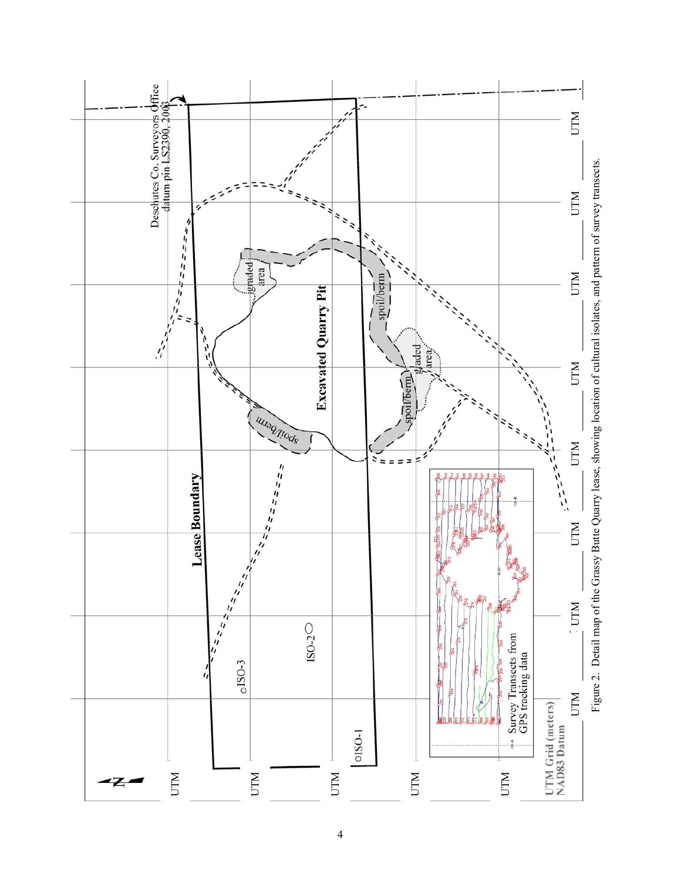Figure 2. Detail map of the Grassy Butte Quarry lease, showing location of cultural isolates, and pattern of survey transects.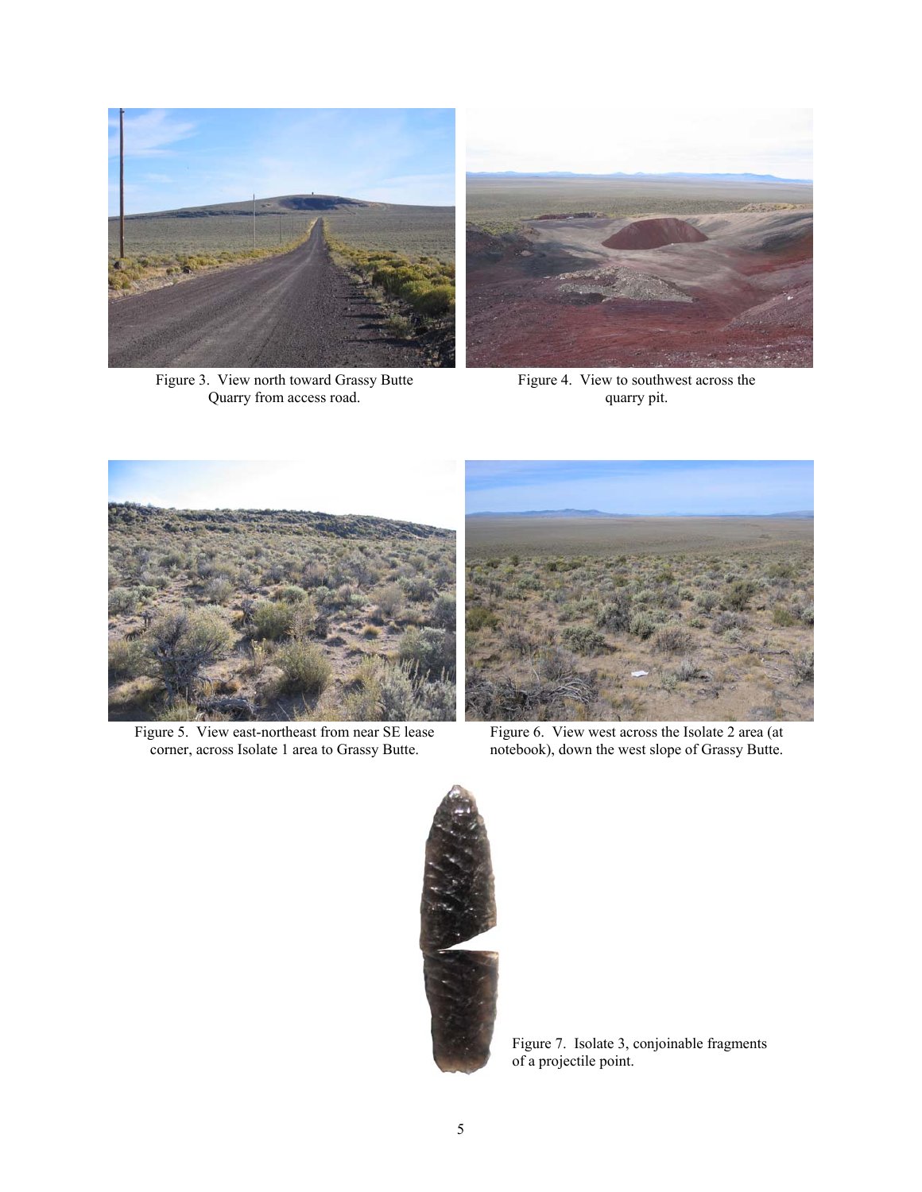Figure 3. View north toward Grassy Butte Quarry from access road.

Figure 4. View to southwest across the quarry pit.

Figure 5. View east-northeast from near SE lease corner, across Isolate 1 area to Grassy Butte.

Figure 6. View west across the Isolate 2 area (at notebook), down the west slope of Grassy Butte.

Figure 7. Isolate 3, conjoinable fragments of a projectile point.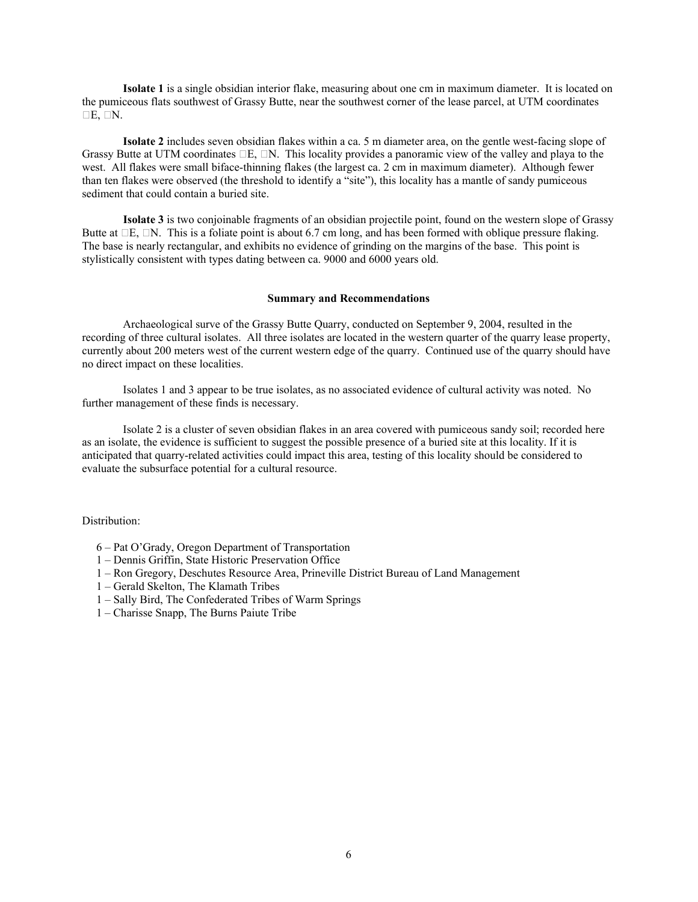**Isolate 1** is a single obsidian interior flake, measuring about one cm in maximum diameter. It is located on the pumiceous flats southwest of Grassy Butte, near the southwest corner of the lease parcel, at UTM coordinates □E, □N.

**Isolate 2** includes seven obsidian flakes within a ca. 5 m diameter area, on the gentle west-facing slope of Grassy Butte at UTM coordinates □E, □N. This locality provides a panoramic view of the valley and playa to the west. All flakes were small biface-thinning flakes (the largest ca. 2 cm in maximum diameter). Although fewer than ten flakes were observed (the threshold to identify a "site"), this locality has a mantle of sandy pumiceous sediment that could contain a buried site.

**Isolate 3** is two conjoinable fragments of an obsidian projectile point, found on the western slope of Grassy Butte at □E, □N. This is a foliate point is about 6.7 cm long, and has been formed with oblique pressure flaking. The base is nearly rectangular, and exhibits no evidence of grinding on the margins of the base. This point is stylistically consistent with types dating between ca. 9000 and 6000 years old.

**Summary and Recommendations**

Archaeological surve of the Grassy Butte Quarry, conducted on September 9, 2004, resulted in the recording of three cultural isolates. All three isolates are located in the western quarter of the quarry lease property, currently about 200 meters west of the current western edge of the quarry. Continued use of the quarry should have no direct impact on these localities.

Isolates 1 and 3 appear to be true isolates, as no associated evidence of cultural activity was noted. No further management of these finds is necessary.

Isolate 2 is a cluster of seven obsidian flakes in an area covered with pumiceous sandy soil; recorded here as an isolate, the evidence is sufficient to suggest the possible presence of a buried site at this locality. If it is anticipated that quarry-related activities could impact this area, testing of this locality should be considered to evaluate the subsurface potential for a cultural resource.

Distribution:

- 6 – Pat O'Grady, Oregon Department of Transportation
- 1 – Dennis Griffin, State Historic Preservation Office
- 1 – Ron Gregory, Deschutes Resource Area, Prineville District Bureau of Land Management
- 1 – Gerald Skelton, The Klamath Tribes
- 1 – Sally Bird, The Confederated Tribes of Warm Springs
- 1 – Charisse Snapp, The Burns Paiute Tribe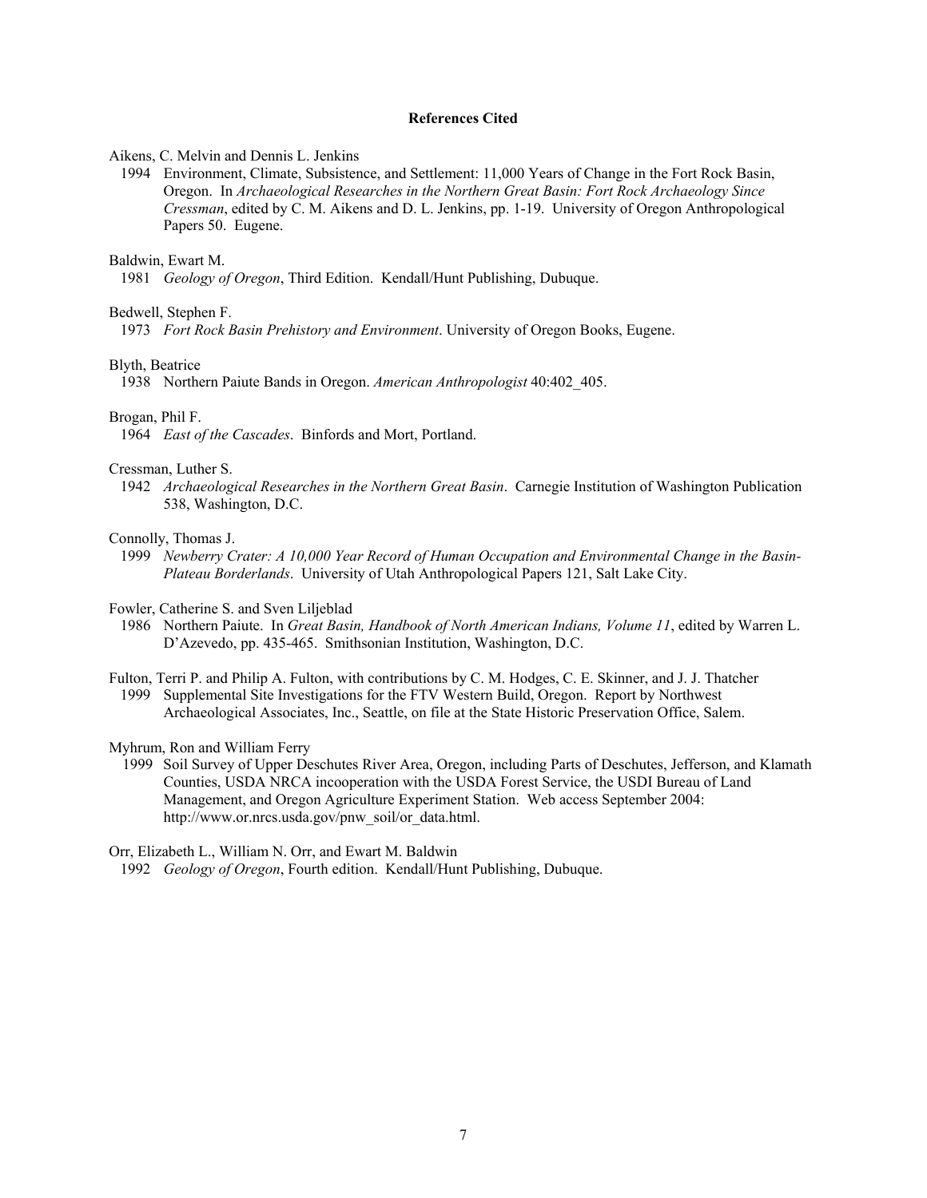**References Cited**

Aikens, C. Melvin and Dennis L. Jenkins

1994 Environment, Climate, Subsistence, and Settlement: 11,000 Years of Change in the Fort Rock Basin, Oregon. In *Archaeological Researches in the Northern Great Basin: Fort Rock Archaeology Since Cressman*, edited by C. M. Aikens and D. L. Jenkins, pp. 1-19. University of Oregon Anthropological Papers 50. Eugene.

Baldwin, Ewart M.

1981 *Geology of Oregon*, Third Edition. Kendall/Hunt Publishing, Dubuque.

Bedwell, Stephen F.

1973 *Fort Rock Basin Prehistory and Environment*. University of Oregon Books, Eugene.

Blyth, Beatrice

1938 Northern Paiute Bands in Oregon. *American Anthropologist* 40:402_405.

Brogan, Phil F.

1964 *East of the Cascades*. Binfords and Mort, Portland.

Cressman, Luther S.

1942 *Archaeological Researches in the Northern Great Basin*. Carnegie Institution of Washington Publication 538, Washington, D.C.

Connolly, Thomas J.

1999 *Newberry Crater: A 10,000 Year Record of Human Occupation and Environmental Change in the Basin-Plateau Borderlands*. University of Utah Anthropological Papers 121, Salt Lake City.

Fowler, Catherine S. and Sven Liljeblad

1986 Northern Paiute. In *Great Basin, Handbook of North American Indians, Volume 11*, edited by Warren L. D'Azevedo, pp. 435-465. Smithsonian Institution, Washington, D.C.

Fulton, Terri P. and Philip A. Fulton, with contributions by C. M. Hodges, C. E. Skinner, and J. J. Thatcher

1999 Supplemental Site Investigations for the FTV Western Build, Oregon. Report by Northwest Archaeological Associates, Inc., Seattle, on file at the State Historic Preservation Office, Salem.

Myhrum, Ron and William Ferry

1999 Soil Survey of Upper Deschutes River Area, Oregon, including Parts of Deschutes, Jefferson, and Klamath Counties, USDA NRCA incooperation with the USDA Forest Service, the USDI Bureau of Land Management, and Oregon Agriculture Experiment Station. Web access September 2004: http://www.or.nrcs.usda.gov/pnw_soil/or_data.html.

Orr, Elizabeth L., William N. Orr, and Ewart M. Baldwin

1992 *Geology of Oregon*, Fourth edition. Kendall/Hunt Publishing, Dubuque.